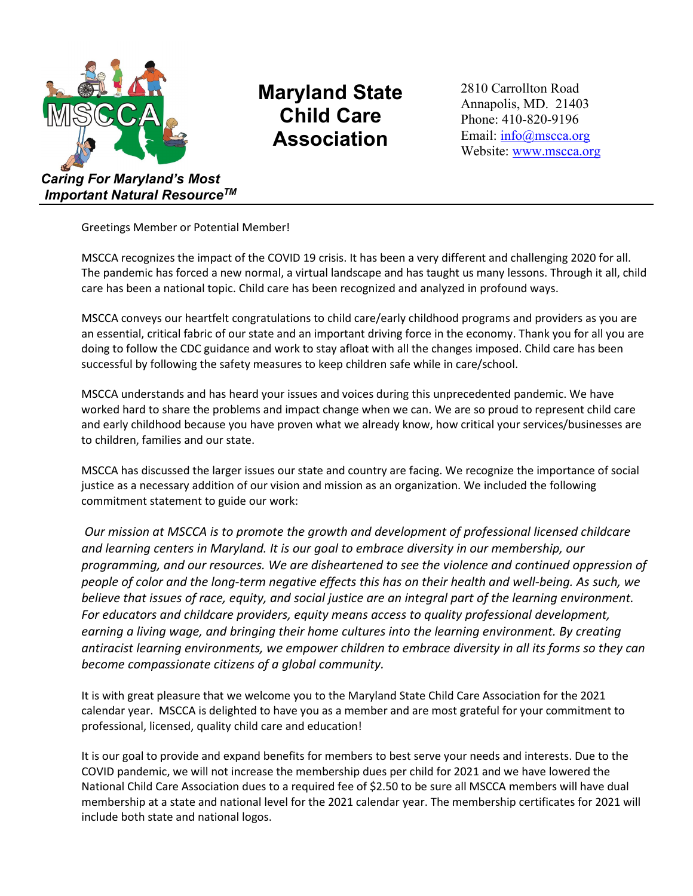# Maryland State Child Care Association

*Caring For Maryland's Most Important Natural Resource™*

2810 Carrollton Road
Annapolis, MD. 21403
Phone: 410-820-9196
Email: info@mscca.org
Website: www.mscca.org

---

Greetings Member or Potential Member!

MSCCA recognizes the impact of the COVID 19 crisis. It has been a very different and challenging 2020 for all. The pandemic has forced a new normal, a virtual landscape and has taught us many lessons. Through it all, child care has been a national topic. Child care has been recognized and analyzed in profound ways.

MSCCA conveys our heartfelt congratulations to child care/early childhood programs and providers as you are an essential, critical fabric of our state and an important driving force in the economy. Thank you for all you are doing to follow the CDC guidance and work to stay afloat with all the changes imposed. Child care has been successful by following the safety measures to keep children safe while in care/school.

MSCCA understands and has heard your issues and voices during this unprecedented pandemic. We have worked hard to share the problems and impact change when we can. We are so proud to represent child care and early childhood because you have proven what we already know, how critical your services/businesses are to children, families and our state.

MSCCA has discussed the larger issues our state and country are facing. We recognize the importance of social justice as a necessary addition of our vision and mission as an organization. We included the following commitment statement to guide our work:

*Our mission at MSCCA is to promote the growth and development of professional licensed childcare and learning centers in Maryland. It is our goal to embrace diversity in our membership, our programming, and our resources. We are disheartened to see the violence and continued oppression of people of color and the long-term negative effects this has on their health and well-being. As such, we believe that issues of race, equity, and social justice are an integral part of the learning environment. For educators and childcare providers, equity means access to quality professional development, earning a living wage, and bringing their home cultures into the learning environment. By creating antiracist learning environments, we empower children to embrace diversity in all its forms so they can become compassionate citizens of a global community.*

It is with great pleasure that we welcome you to the Maryland State Child Care Association for the 2021 calendar year. MSCCA is delighted to have you as a member and are most grateful for your commitment to professional, licensed, quality child care and education!

It is our goal to provide and expand benefits for members to best serve your needs and interests. Due to the COVID pandemic, we will not increase the membership dues per child for 2021 and we have lowered the National Child Care Association dues to a required fee of $2.50 to be sure all MSCCA members will have dual membership at a state and national level for the 2021 calendar year. The membership certificates for 2021 will include both state and national logos.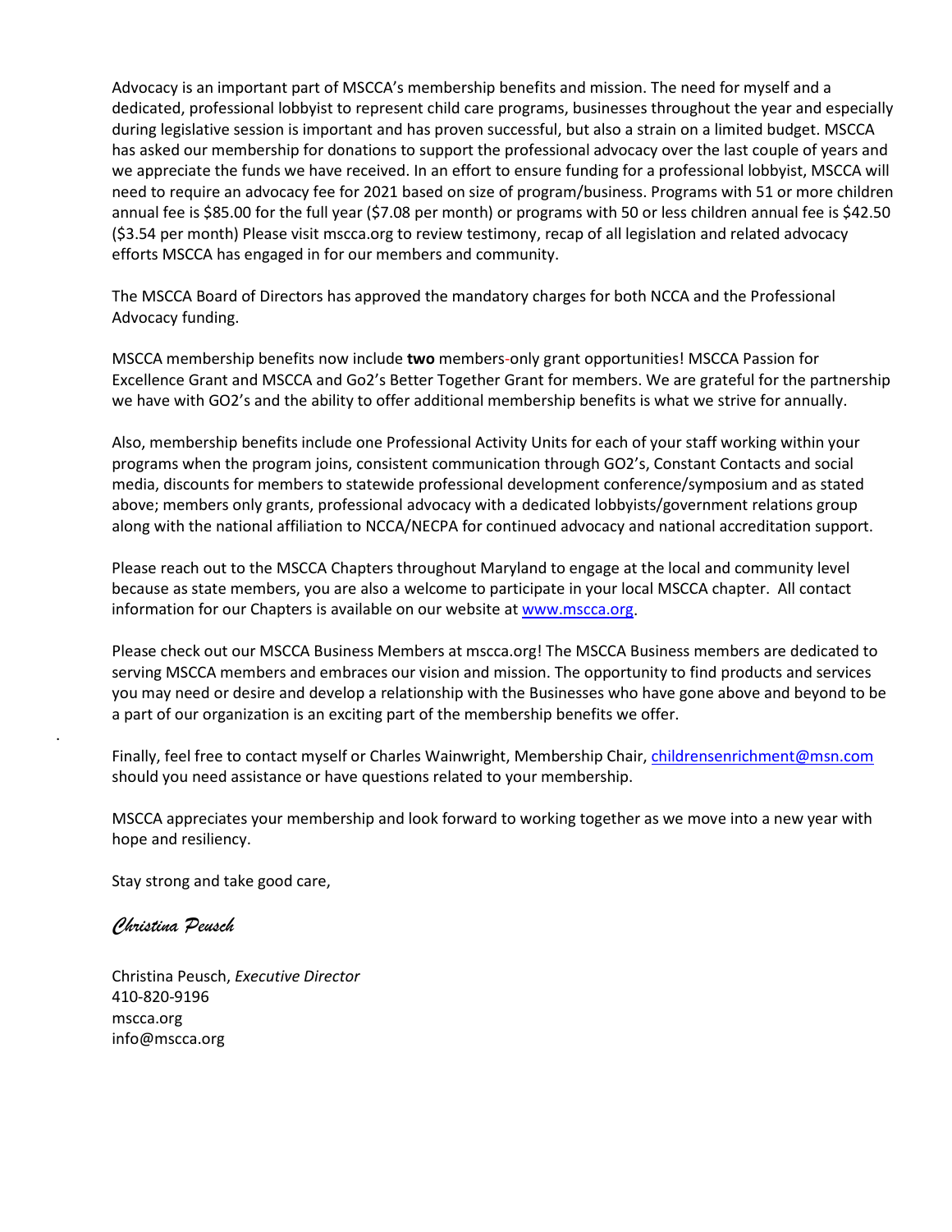Advocacy is an important part of MSCCA's membership benefits and mission. The need for myself and a dedicated, professional lobbyist to represent child care programs, businesses throughout the year and especially during legislative session is important and has proven successful, but also a strain on a limited budget. MSCCA has asked our membership for donations to support the professional advocacy over the last couple of years and we appreciate the funds we have received. In an effort to ensure funding for a professional lobbyist, MSCCA will need to require an advocacy fee for 2021 based on size of program/business. Programs with 51 or more children annual fee is $85.00 for the full year ($7.08 per month) or programs with 50 or less children annual fee is $42.50 ($3.54 per month) Please visit mscca.org to review testimony, recap of all legislation and related advocacy efforts MSCCA has engaged in for our members and community.

The MSCCA Board of Directors has approved the mandatory charges for both NCCA and the Professional Advocacy funding.

MSCCA membership benefits now include **two** members-only grant opportunities! MSCCA Passion for Excellence Grant and MSCCA and Go2's Better Together Grant for members. We are grateful for the partnership we have with GO2's and the ability to offer additional membership benefits is what we strive for annually.

Also, membership benefits include one Professional Activity Units for each of your staff working within your programs when the program joins, consistent communication through GO2's, Constant Contacts and social media, discounts for members to statewide professional development conference/symposium and as stated above; members only grants, professional advocacy with a dedicated lobbyists/government relations group along with the national affiliation to NCCA/NECPA for continued advocacy and national accreditation support.

Please reach out to the MSCCA Chapters throughout Maryland to engage at the local and community level because as state members, you are also a welcome to participate in your local MSCCA chapter. All contact information for our Chapters is available on our website at www.mscca.org.

Please check out our MSCCA Business Members at mscca.org! The MSCCA Business members are dedicated to serving MSCCA members and embraces our vision and mission. The opportunity to find products and services you may need or desire and develop a relationship with the Businesses who have gone above and beyond to be a part of our organization is an exciting part of the membership benefits we offer.

Finally, feel free to contact myself or Charles Wainwright, Membership Chair, childrensenrichment@msn.com should you need assistance or have questions related to your membership.

MSCCA appreciates your membership and look forward to working together as we move into a new year with hope and resiliency.

Stay strong and take good care,

*Christina Peusch*

Christina Peusch, *Executive Director*
410-820-9196
mscca.org
info@mscca.org